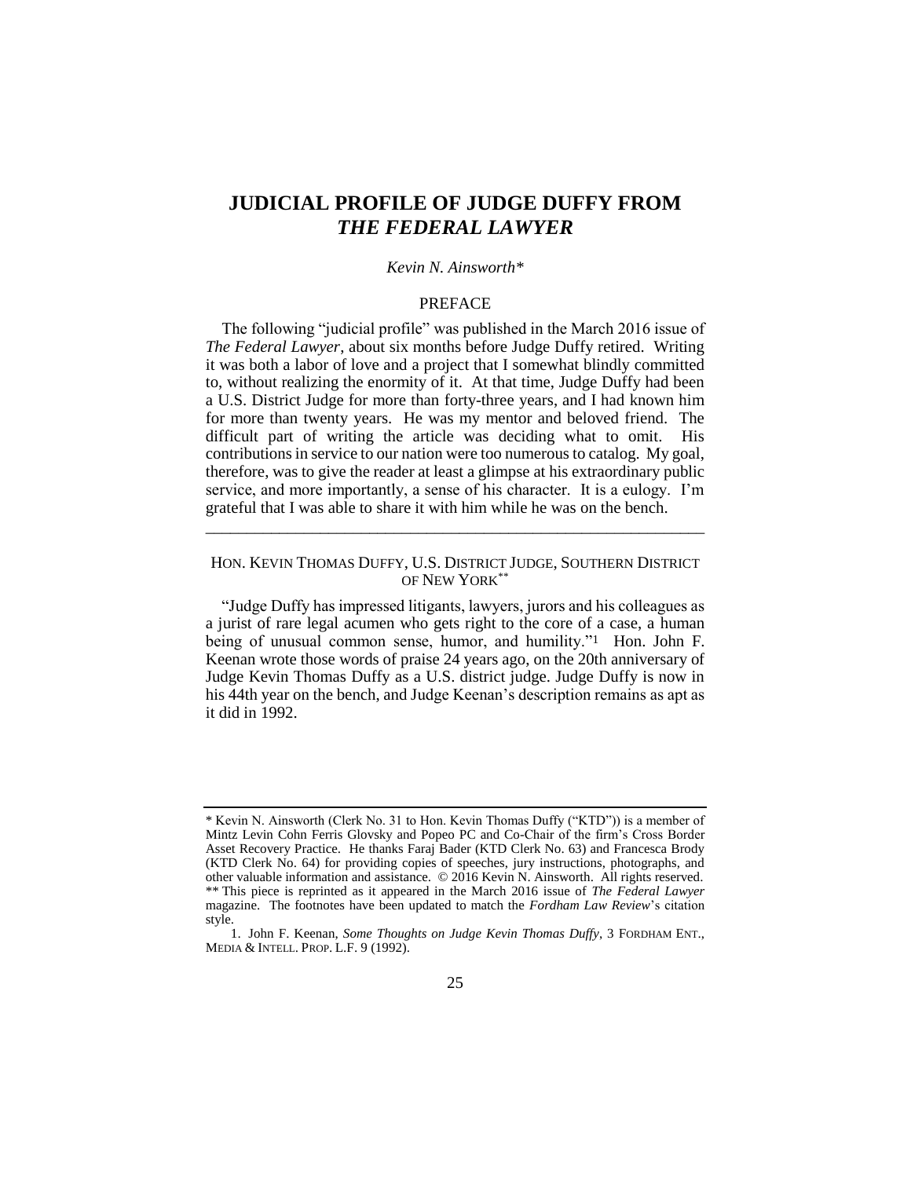# JUDICIAL PROFILE OF JUDGE DUFFY FROM *THE FEDERAL LAWYER*

*Kevin N. Ainsworth\**

## PREFACE

The following "judicial profile" was published in the March 2016 issue of *The Federal Lawyer*, about six months before Judge Duffy retired. Writing it was both a labor of love and a project that I somewhat blindly committed to, without realizing the enormity of it. At that time, Judge Duffy had been a U.S. District Judge for more than forty-three years, and I had known him for more than twenty years. He was my mentor and beloved friend. The difficult part of writing the article was deciding what to omit. His contributions in service to our nation were too numerous to catalog. My goal, therefore, was to give the reader at least a glimpse at his extraordinary public service, and more importantly, a sense of his character. It is a eulogy. I'm grateful that I was able to share it with him while he was on the bench.

---

## HON. KEVIN THOMAS DUFFY, U.S. DISTRICT JUDGE, SOUTHERN DISTRICT OF NEW YORK**

"Judge Duffy has impressed litigants, lawyers, jurors and his colleagues as a jurist of rare legal acumen who gets right to the core of a case, a human being of unusual common sense, humor, and humility."[1] Hon. John F. Keenan wrote those words of praise 24 years ago, on the 20th anniversary of Judge Kevin Thomas Duffy as a U.S. district judge. Judge Duffy is now in his 44th year on the bench, and Judge Keenan's description remains as apt as it did in 1992.

---

\* Kevin N. Ainsworth (Clerk No. 31 to Hon. Kevin Thomas Duffy ("KTD")) is a member of Mintz Levin Cohn Ferris Glovsky and Popeo PC and Co-Chair of the firm's Cross Border Asset Recovery Practice. He thanks Faraj Bader (KTD Clerk No. 63) and Francesca Brody (KTD Clerk No. 64) for providing copies of speeches, jury instructions, photographs, and other valuable information and assistance. © 2016 Kevin N. Ainsworth. All rights reserved.

\*\* This piece is reprinted as it appeared in the March 2016 issue of *The Federal Lawyer* magazine. The footnotes have been updated to match the *Fordham Law Review*'s citation style.

1. John F. Keenan, *Some Thoughts on Judge Kevin Thomas Duffy*, 3 FORDHAM ENT., MEDIA & INTELL. PROP. L.F. 9 (1992).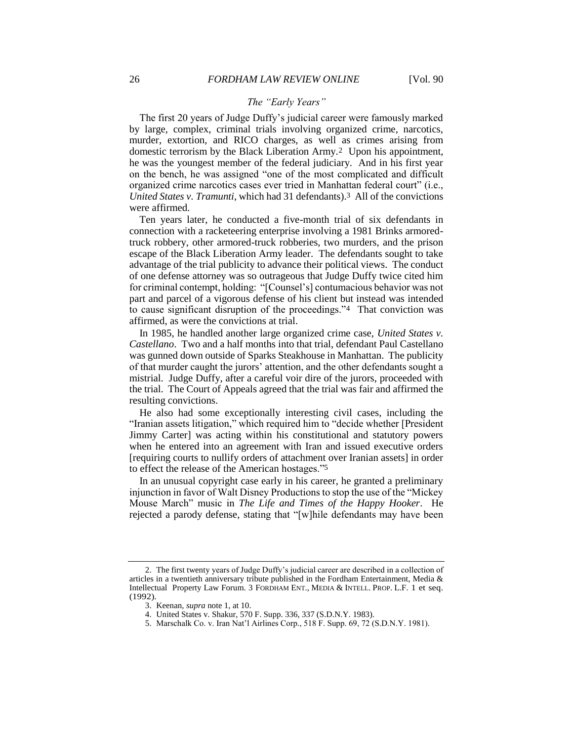### *The "Early Years"*

The first 20 years of Judge Duffy's judicial career were famously marked by large, complex, criminal trials involving organized crime, narcotics, murder, extortion, and RICO charges, as well as crimes arising from domestic terrorism by the Black Liberation Army.[2] Upon his appointment, he was the youngest member of the federal judiciary. And in his first year on the bench, he was assigned "one of the most complicated and difficult organized crime narcotics cases ever tried in Manhattan federal court" (i.e., *United States v. Tramunti*, which had 31 defendants).[3] All of the convictions were affirmed.

Ten years later, he conducted a five-month trial of six defendants in connection with a racketeering enterprise involving a 1981 Brinks armored-truck robbery, other armored-truck robberies, two murders, and the prison escape of the Black Liberation Army leader. The defendants sought to take advantage of the trial publicity to advance their political views. The conduct of one defense attorney was so outrageous that Judge Duffy twice cited him for criminal contempt, holding: "[Counsel's] contumacious behavior was not part and parcel of a vigorous defense of his client but instead was intended to cause significant disruption of the proceedings."[4] That conviction was affirmed, as were the convictions at trial.

In 1985, he handled another large organized crime case, *United States v. Castellano*. Two and a half months into that trial, defendant Paul Castellano was gunned down outside of Sparks Steakhouse in Manhattan. The publicity of that murder caught the jurors' attention, and the other defendants sought a mistrial. Judge Duffy, after a careful voir dire of the jurors, proceeded with the trial. The Court of Appeals agreed that the trial was fair and affirmed the resulting convictions.

He also had some exceptionally interesting civil cases, including the "Iranian assets litigation," which required him to "decide whether [President Jimmy Carter] was acting within his constitutional and statutory powers when he entered into an agreement with Iran and issued executive orders [requiring courts to nullify orders of attachment over Iranian assets] in order to effect the release of the American hostages."[5]

In an unusual copyright case early in his career, he granted a preliminary injunction in favor of Walt Disney Productions to stop the use of the "Mickey Mouse March" music in *The Life and Times of the Happy Hooker*. He rejected a parody defense, stating that "[w]hile defendants may have been

---

2. The first twenty years of Judge Duffy's judicial career are described in a collection of articles in a twentieth anniversary tribute published in the Fordham Entertainment, Media & Intellectual Property Law Forum. 3 FORDHAM ENT., MEDIA & INTELL. PROP. L.F. 1 et seq. (1992).

3. Keenan, *supra* note 1, at 10.

4. United States v. Shakur, 570 F. Supp. 336, 337 (S.D.N.Y. 1983).

5. Marschalk Co. v. Iran Nat'l Airlines Corp., 518 F. Supp. 69, 72 (S.D.N.Y. 1981).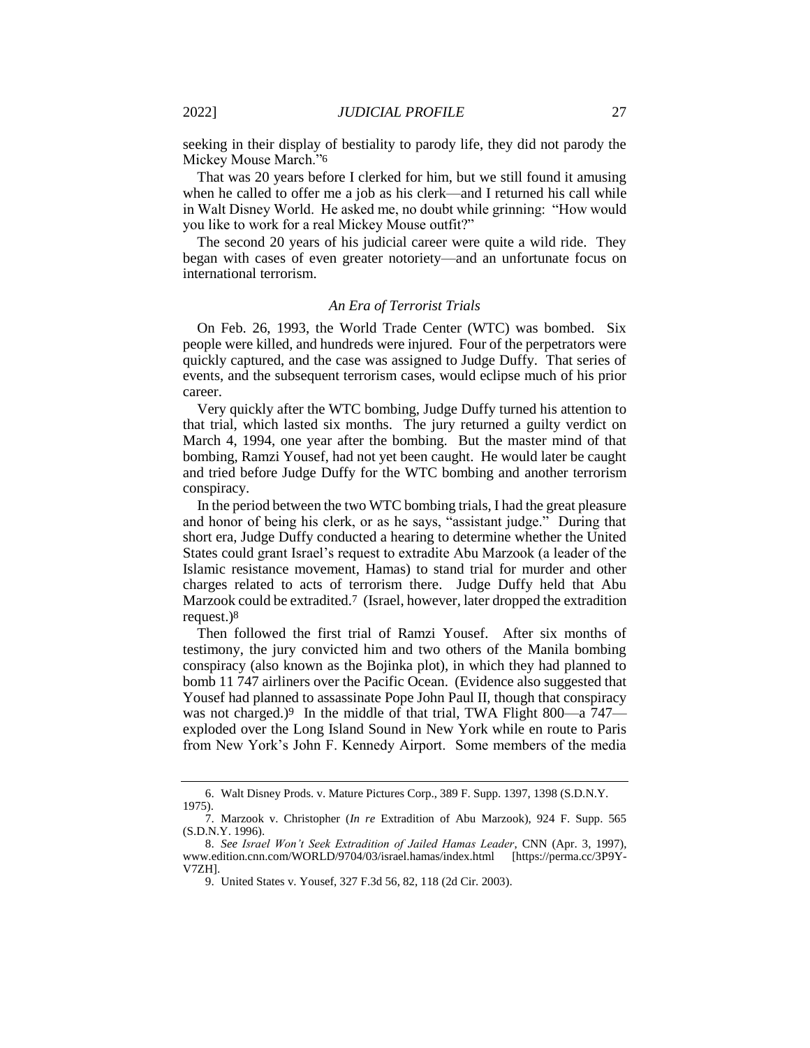seeking in their display of bestiality to parody life, they did not parody the Mickey Mouse March."[6]

That was 20 years before I clerked for him, but we still found it amusing when he called to offer me a job as his clerk—and I returned his call while in Walt Disney World. He asked me, no doubt while grinning: "How would you like to work for a real Mickey Mouse outfit?"

The second 20 years of his judicial career were quite a wild ride. They began with cases of even greater notoriety—and an unfortunate focus on international terrorism.

*An Era of Terrorist Trials*

On Feb. 26, 1993, the World Trade Center (WTC) was bombed. Six people were killed, and hundreds were injured. Four of the perpetrators were quickly captured, and the case was assigned to Judge Duffy. That series of events, and the subsequent terrorism cases, would eclipse much of his prior career.

Very quickly after the WTC bombing, Judge Duffy turned his attention to that trial, which lasted six months. The jury returned a guilty verdict on March 4, 1994, one year after the bombing. But the master mind of that bombing, Ramzi Yousef, had not yet been caught. He would later be caught and tried before Judge Duffy for the WTC bombing and another terrorism conspiracy.

In the period between the two WTC bombing trials, I had the great pleasure and honor of being his clerk, or as he says, "assistant judge." During that short era, Judge Duffy conducted a hearing to determine whether the United States could grant Israel's request to extradite Abu Marzook (a leader of the Islamic resistance movement, Hamas) to stand trial for murder and other charges related to acts of terrorism there. Judge Duffy held that Abu Marzook could be extradited.[7] (Israel, however, later dropped the extradition request.)[8]

Then followed the first trial of Ramzi Yousef. After six months of testimony, the jury convicted him and two others of the Manila bombing conspiracy (also known as the Bojinka plot), in which they had planned to bomb 11 747 airliners over the Pacific Ocean. (Evidence also suggested that Yousef had planned to assassinate Pope John Paul II, though that conspiracy was not charged.)[9] In the middle of that trial, TWA Flight 800—a 747—exploded over the Long Island Sound in New York while en route to Paris from New York's John F. Kennedy Airport. Some members of the media

---

6. Walt Disney Prods. v. Mature Pictures Corp., 389 F. Supp. 1397, 1398 (S.D.N.Y. 1975).

7. Marzook v. Christopher (*In re* Extradition of Abu Marzook), 924 F. Supp. 565 (S.D.N.Y. 1996).

8. *See Israel Won't Seek Extradition of Jailed Hamas Leader*, CNN (Apr. 3, 1997), www.edition.cnn.com/WORLD/9704/03/israel.hamas/index.html [https://perma.cc/3P9Y-V7ZH].

9. United States v. Yousef, 327 F.3d 56, 82, 118 (2d Cir. 2003).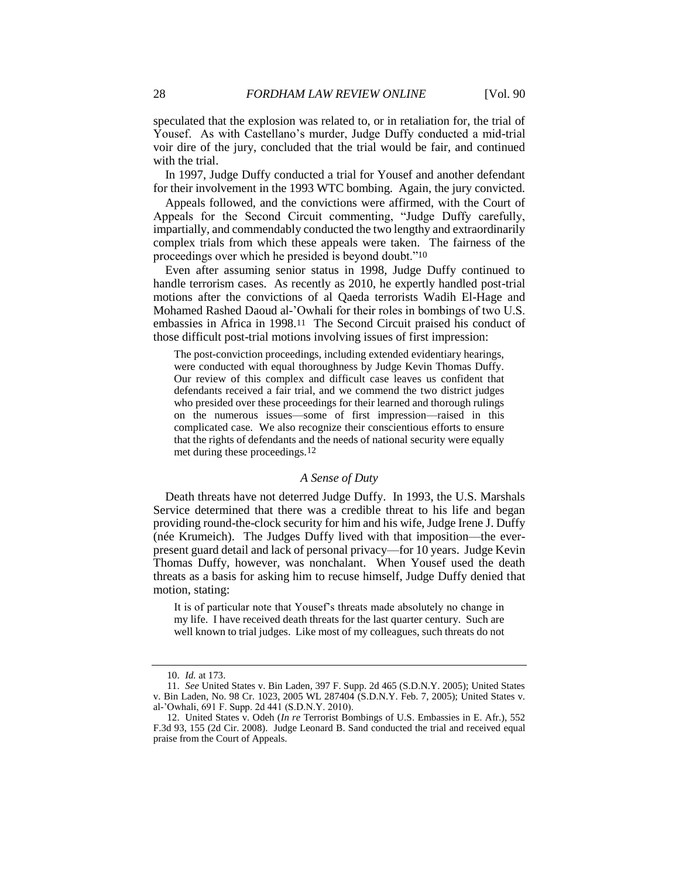speculated that the explosion was related to, or in retaliation for, the trial of Yousef. As with Castellano's murder, Judge Duffy conducted a mid-trial voir dire of the jury, concluded that the trial would be fair, and continued with the trial.

In 1997, Judge Duffy conducted a trial for Yousef and another defendant for their involvement in the 1993 WTC bombing. Again, the jury convicted.

Appeals followed, and the convictions were affirmed, with the Court of Appeals for the Second Circuit commenting, "Judge Duffy carefully, impartially, and commendably conducted the two lengthy and extraordinarily complex trials from which these appeals were taken. The fairness of the proceedings over which he presided is beyond doubt."[10]

Even after assuming senior status in 1998, Judge Duffy continued to handle terrorism cases. As recently as 2010, he expertly handled post-trial motions after the convictions of al Qaeda terrorists Wadih El-Hage and Mohamed Rashed Daoud al-'Owhali for their roles in bombings of two U.S. embassies in Africa in 1998.[11] The Second Circuit praised his conduct of those difficult post-trial motions involving issues of first impression:

> The post-conviction proceedings, including extended evidentiary hearings, were conducted with equal thoroughness by Judge Kevin Thomas Duffy. Our review of this complex and difficult case leaves us confident that defendants received a fair trial, and we commend the two district judges who presided over these proceedings for their learned and thorough rulings on the numerous issues—some of first impression—raised in this complicated case. We also recognize their conscientious efforts to ensure that the rights of defendants and the needs of national security were equally met during these proceedings.[12]

### *A Sense of Duty*

Death threats have not deterred Judge Duffy. In 1993, the U.S. Marshals Service determined that there was a credible threat to his life and began providing round-the-clock security for him and his wife, Judge Irene J. Duffy (née Krumeich). The Judges Duffy lived with that imposition—the ever-present guard detail and lack of personal privacy—for 10 years. Judge Kevin Thomas Duffy, however, was nonchalant. When Yousef used the death threats as a basis for asking him to recuse himself, Judge Duffy denied that motion, stating:

> It is of particular note that Yousef's threats made absolutely no change in my life. I have received death threats for the last quarter century. Such are well known to trial judges. Like most of my colleagues, such threats do not

---

10. *Id.* at 173.

11. *See* United States v. Bin Laden, 397 F. Supp. 2d 465 (S.D.N.Y. 2005); United States v. Bin Laden, No. 98 Cr. 1023, 2005 WL 287404 (S.D.N.Y. Feb. 7, 2005); United States v. al-'Owhali, 691 F. Supp. 2d 441 (S.D.N.Y. 2010).

12. United States v. Odeh (*In re* Terrorist Bombings of U.S. Embassies in E. Afr.), 552 F.3d 93, 155 (2d Cir. 2008). Judge Leonard B. Sand conducted the trial and received equal praise from the Court of Appeals.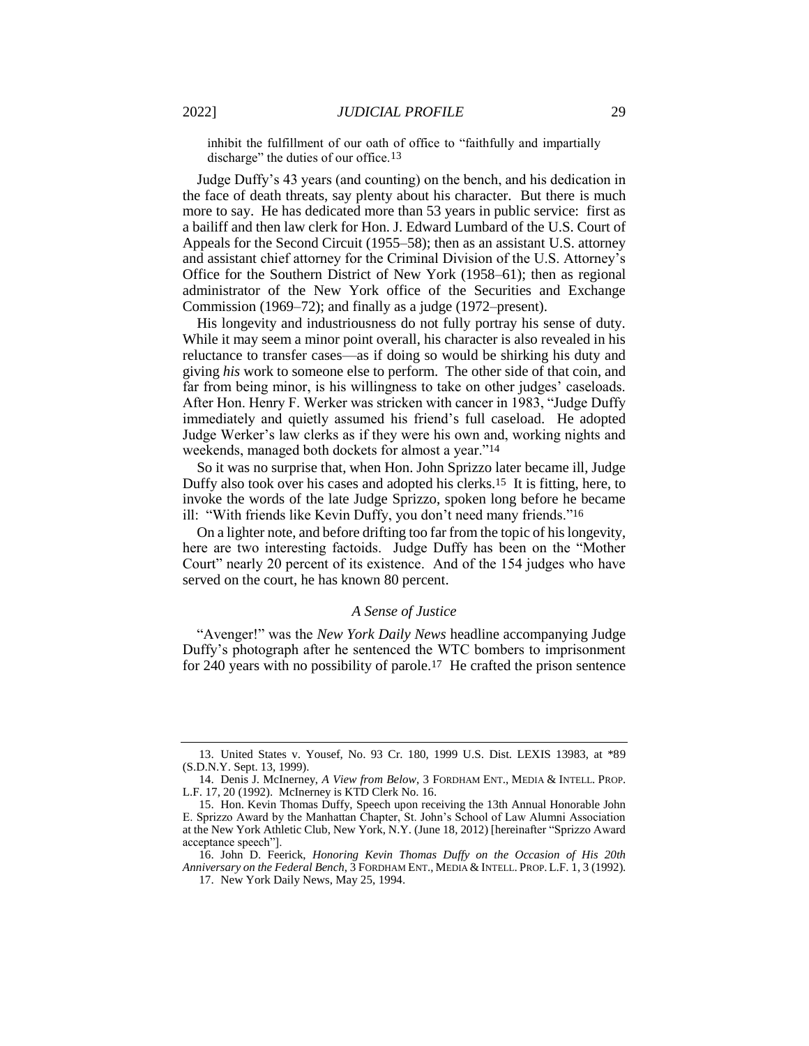inhibit the fulfillment of our oath of office to "faithfully and impartially discharge" the duties of our office.[13]

Judge Duffy's 43 years (and counting) on the bench, and his dedication in the face of death threats, say plenty about his character. But there is much more to say. He has dedicated more than 53 years in public service: first as a bailiff and then law clerk for Hon. J. Edward Lumbard of the U.S. Court of Appeals for the Second Circuit (1955–58); then as an assistant U.S. attorney and assistant chief attorney for the Criminal Division of the U.S. Attorney's Office for the Southern District of New York (1958–61); then as regional administrator of the New York office of the Securities and Exchange Commission (1969–72); and finally as a judge (1972–present).

His longevity and industriousness do not fully portray his sense of duty. While it may seem a minor point overall, his character is also revealed in his reluctance to transfer cases—as if doing so would be shirking his duty and giving *his* work to someone else to perform. The other side of that coin, and far from being minor, is his willingness to take on other judges' caseloads. After Hon. Henry F. Werker was stricken with cancer in 1983, "Judge Duffy immediately and quietly assumed his friend's full caseload. He adopted Judge Werker's law clerks as if they were his own and, working nights and weekends, managed both dockets for almost a year."[14]

So it was no surprise that, when Hon. John Sprizzo later became ill, Judge Duffy also took over his cases and adopted his clerks.[15] It is fitting, here, to invoke the words of the late Judge Sprizzo, spoken long before he became ill: "With friends like Kevin Duffy, you don't need many friends."[16]

On a lighter note, and before drifting too far from the topic of his longevity, here are two interesting factoids. Judge Duffy has been on the "Mother Court" nearly 20 percent of its existence. And of the 154 judges who have served on the court, he has known 80 percent.

### *A Sense of Justice*

"Avenger!" was the *New York Daily News* headline accompanying Judge Duffy's photograph after he sentenced the WTC bombers to imprisonment for 240 years with no possibility of parole.[17] He crafted the prison sentence

---

13. United States v. Yousef, No. 93 Cr. 180, 1999 U.S. Dist. LEXIS 13983, at *89 (S.D.N.Y. Sept. 13, 1999).

14. Denis J. McInerney, *A View from Below*, 3 FORDHAM ENT., MEDIA & INTELL. PROP. L.F. 17, 20 (1992). McInerney is KTD Clerk No. 16.

15. Hon. Kevin Thomas Duffy, Speech upon receiving the 13th Annual Honorable John E. Sprizzo Award by the Manhattan Chapter, St. John's School of Law Alumni Association at the New York Athletic Club, New York, N.Y. (June 18, 2012) [hereinafter "Sprizzo Award acceptance speech"].

16. John D. Feerick, *Honoring Kevin Thomas Duffy on the Occasion of His 20th Anniversary on the Federal Bench*, 3 FORDHAM ENT., MEDIA & INTELL. PROP. L.F. 1, 3 (1992).

17. New York Daily News, May 25, 1994.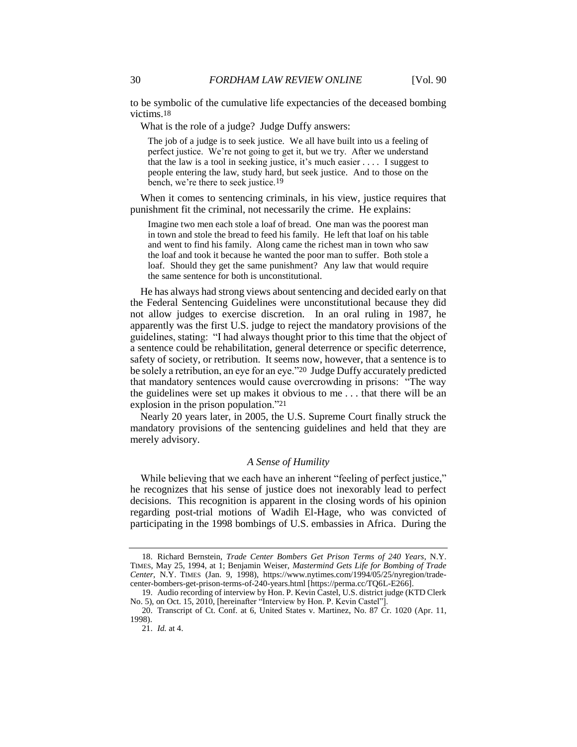to be symbolic of the cumulative life expectancies of the deceased bombing victims.[18]

What is the role of a judge? Judge Duffy answers:

> The job of a judge is to seek justice. We all have built into us a feeling of perfect justice. We're not going to get it, but we try. After we understand that the law is a tool in seeking justice, it's much easier . . . . I suggest to people entering the law, study hard, but seek justice. And to those on the bench, we're there to seek justice.[19]

When it comes to sentencing criminals, in his view, justice requires that punishment fit the criminal, not necessarily the crime. He explains:

> Imagine two men each stole a loaf of bread. One man was the poorest man in town and stole the bread to feed his family. He left that loaf on his table and went to find his family. Along came the richest man in town who saw the loaf and took it because he wanted the poor man to suffer. Both stole a loaf. Should they get the same punishment? Any law that would require the same sentence for both is unconstitutional.

He has always had strong views about sentencing and decided early on that the Federal Sentencing Guidelines were unconstitutional because they did not allow judges to exercise discretion. In an oral ruling in 1987, he apparently was the first U.S. judge to reject the mandatory provisions of the guidelines, stating: "I had always thought prior to this time that the object of a sentence could be rehabilitation, general deterrence or specific deterrence, safety of society, or retribution. It seems now, however, that a sentence is to be solely a retribution, an eye for an eye."[20] Judge Duffy accurately predicted that mandatory sentences would cause overcrowding in prisons: "The way the guidelines were set up makes it obvious to me . . . that there will be an explosion in the prison population."[21]

Nearly 20 years later, in 2005, the U.S. Supreme Court finally struck the mandatory provisions of the sentencing guidelines and held that they are merely advisory.

### *A Sense of Humility*

While believing that we each have an inherent "feeling of perfect justice," he recognizes that his sense of justice does not inexorably lead to perfect decisions. This recognition is apparent in the closing words of his opinion regarding post-trial motions of Wadih El-Hage, who was convicted of participating in the 1998 bombings of U.S. embassies in Africa. During the

---

18. Richard Bernstein, *Trade Center Bombers Get Prison Terms of 240 Years*, N.Y. TIMES, May 25, 1994, at 1; Benjamin Weiser, *Mastermind Gets Life for Bombing of Trade Center*, N.Y. TIMES (Jan. 9, 1998), https://www.nytimes.com/1994/05/25/nyregion/trade-center-bombers-get-prison-terms-of-240-years.html [https://perma.cc/TQ6L-E266].

19. Audio recording of interview by Hon. P. Kevin Castel, U.S. district judge (KTD Clerk No. 5), on Oct. 15, 2010, [hereinafter "Interview by Hon. P. Kevin Castel"].

20. Transcript of Ct. Conf. at 6, United States v. Martinez, No. 87 Cr. 1020 (Apr. 11, 1998).

21. *Id.* at 4.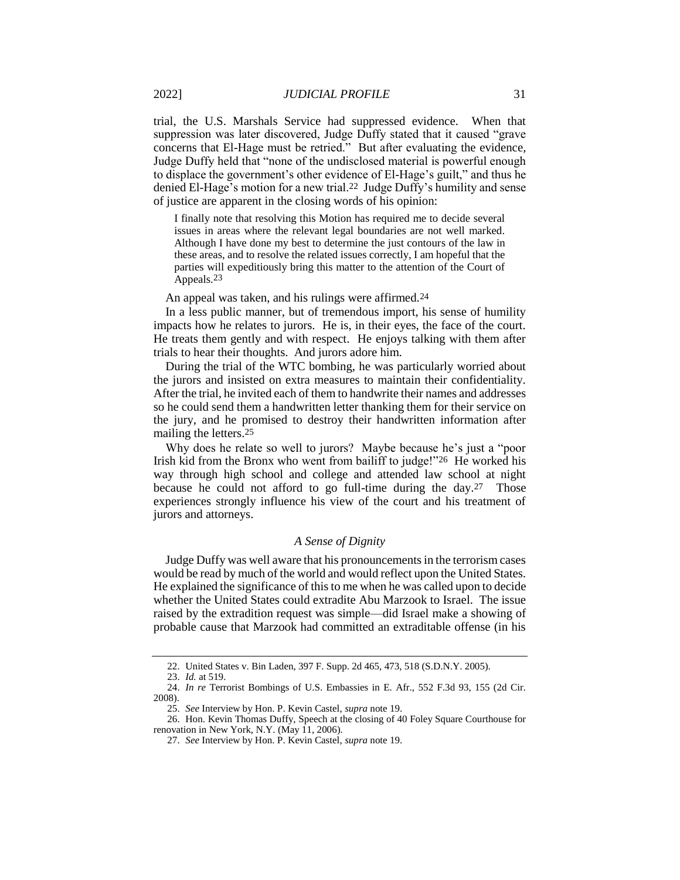trial, the U.S. Marshals Service had suppressed evidence. When that suppression was later discovered, Judge Duffy stated that it caused "grave concerns that El-Hage must be retried." But after evaluating the evidence, Judge Duffy held that "none of the undisclosed material is powerful enough to displace the government's other evidence of El-Hage's guilt," and thus he denied El-Hage's motion for a new trial.[22] Judge Duffy's humility and sense of justice are apparent in the closing words of his opinion:

> I finally note that resolving this Motion has required me to decide several issues in areas where the relevant legal boundaries are not well marked. Although I have done my best to determine the just contours of the law in these areas, and to resolve the related issues correctly, I am hopeful that the parties will expeditiously bring this matter to the attention of the Court of Appeals.[23]

An appeal was taken, and his rulings were affirmed.[24]

In a less public manner, but of tremendous import, his sense of humility impacts how he relates to jurors. He is, in their eyes, the face of the court. He treats them gently and with respect. He enjoys talking with them after trials to hear their thoughts. And jurors adore him.

During the trial of the WTC bombing, he was particularly worried about the jurors and insisted on extra measures to maintain their confidentiality. After the trial, he invited each of them to handwrite their names and addresses so he could send them a handwritten letter thanking them for their service on the jury, and he promised to destroy their handwritten information after mailing the letters.[25]

Why does he relate so well to jurors? Maybe because he's just a "poor Irish kid from the Bronx who went from bailiff to judge!"[26] He worked his way through high school and college and attended law school at night because he could not afford to go full-time during the day.[27] Those experiences strongly influence his view of the court and his treatment of jurors and attorneys.

### *A Sense of Dignity*

Judge Duffy was well aware that his pronouncements in the terrorism cases would be read by much of the world and would reflect upon the United States. He explained the significance of this to me when he was called upon to decide whether the United States could extradite Abu Marzook to Israel. The issue raised by the extradition request was simple—did Israel make a showing of probable cause that Marzook had committed an extraditable offense (in his

---

22. United States v. Bin Laden, 397 F. Supp. 2d 465, 473, 518 (S.D.N.Y. 2005).

23. *Id.* at 519.

24. *In re* Terrorist Bombings of U.S. Embassies in E. Afr., 552 F.3d 93, 155 (2d Cir. 2008).

25. *See* Interview by Hon. P. Kevin Castel, *supra* note 19.

26. Hon. Kevin Thomas Duffy, Speech at the closing of 40 Foley Square Courthouse for renovation in New York, N.Y. (May 11, 2006).

27. *See* Interview by Hon. P. Kevin Castel, *supra* note 19.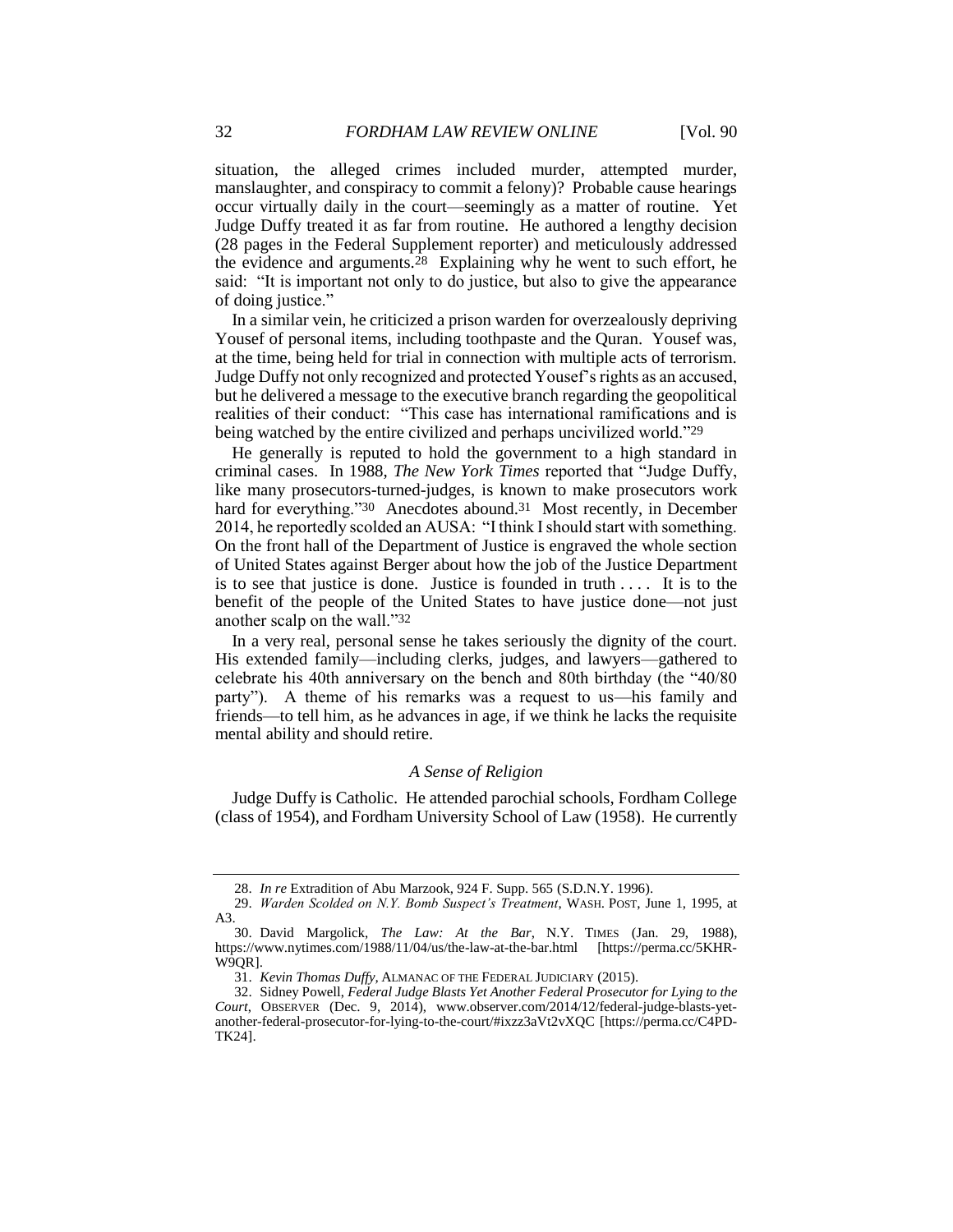situation, the alleged crimes included murder, attempted murder, manslaughter, and conspiracy to commit a felony)? Probable cause hearings occur virtually daily in the court—seemingly as a matter of routine. Yet Judge Duffy treated it as far from routine. He authored a lengthy decision (28 pages in the Federal Supplement reporter) and meticulously addressed the evidence and arguments.[28] Explaining why he went to such effort, he said: "It is important not only to do justice, but also to give the appearance of doing justice."

In a similar vein, he criticized a prison warden for overzealously depriving Yousef of personal items, including toothpaste and the Quran. Yousef was, at the time, being held for trial in connection with multiple acts of terrorism. Judge Duffy not only recognized and protected Yousef's rights as an accused, but he delivered a message to the executive branch regarding the geopolitical realities of their conduct: "This case has international ramifications and is being watched by the entire civilized and perhaps uncivilized world."[29]

He generally is reputed to hold the government to a high standard in criminal cases. In 1988, *The New York Times* reported that "Judge Duffy, like many prosecutors-turned-judges, is known to make prosecutors work hard for everything."[30] Anecdotes abound.[31] Most recently, in December 2014, he reportedly scolded an AUSA: "I think I should start with something. On the front hall of the Department of Justice is engraved the whole section of United States against Berger about how the job of the Justice Department is to see that justice is done. Justice is founded in truth . . . . It is to the benefit of the people of the United States to have justice done—not just another scalp on the wall."[32]

In a very real, personal sense he takes seriously the dignity of the court. His extended family—including clerks, judges, and lawyers—gathered to celebrate his 40th anniversary on the bench and 80th birthday (the "40/80 party"). A theme of his remarks was a request to us—his family and friends—to tell him, as he advances in age, if we think he lacks the requisite mental ability and should retire.

### *A Sense of Religion*

Judge Duffy is Catholic. He attended parochial schools, Fordham College (class of 1954), and Fordham University School of Law (1958). He currently

---

28. *In re* Extradition of Abu Marzook, 924 F. Supp. 565 (S.D.N.Y. 1996).

29. *Warden Scolded on N.Y. Bomb Suspect's Treatment*, WASH. POST, June 1, 1995, at A3.

30. David Margolick, *The Law: At the Bar*, N.Y. TIMES (Jan. 29, 1988), https://www.nytimes.com/1988/11/04/us/the-law-at-the-bar.html [https://perma.cc/5KHR-W9QR].

31. *Kevin Thomas Duffy*, ALMANAC OF THE FEDERAL JUDICIARY (2015).

32. Sidney Powell, *Federal Judge Blasts Yet Another Federal Prosecutor for Lying to the Court*, OBSERVER (Dec. 9, 2014), www.observer.com/2014/12/federal-judge-blasts-yet-another-federal-prosecutor-for-lying-to-the-court/#ixzz3aVt2vXQC [https://perma.cc/C4PD-TK24].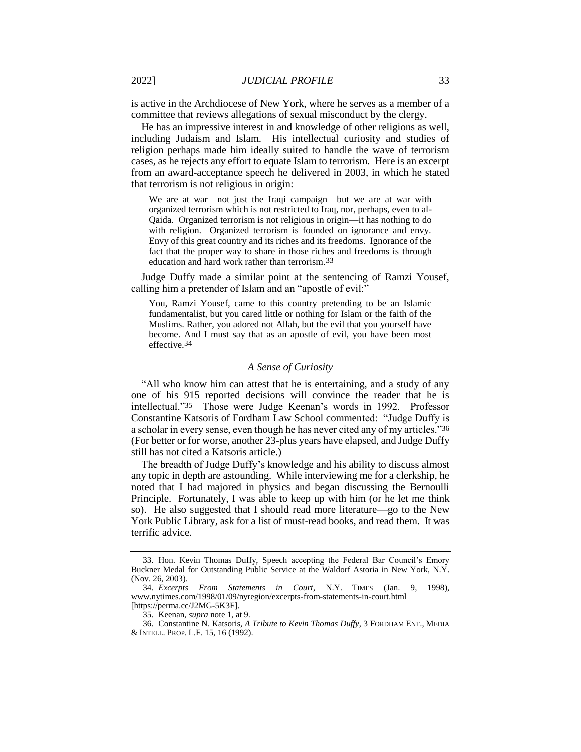is active in the Archdiocese of New York, where he serves as a member of a committee that reviews allegations of sexual misconduct by the clergy.

He has an impressive interest in and knowledge of other religions as well, including Judaism and Islam. His intellectual curiosity and studies of religion perhaps made him ideally suited to handle the wave of terrorism cases, as he rejects any effort to equate Islam to terrorism. Here is an excerpt from an award-acceptance speech he delivered in 2003, in which he stated that terrorism is not religious in origin:

> We are at war—not just the Iraqi campaign—but we are at war with organized terrorism which is not restricted to Iraq, nor, perhaps, even to al-Qaida. Organized terrorism is not religious in origin—it has nothing to do with religion. Organized terrorism is founded on ignorance and envy. Envy of this great country and its riches and its freedoms. Ignorance of the fact that the proper way to share in those riches and freedoms is through education and hard work rather than terrorism.[33]

Judge Duffy made a similar point at the sentencing of Ramzi Yousef, calling him a pretender of Islam and an "apostle of evil:"

> You, Ramzi Yousef, came to this country pretending to be an Islamic fundamentalist, but you cared little or nothing for Islam or the faith of the Muslims. Rather, you adored not Allah, but the evil that you yourself have become. And I must say that as an apostle of evil, you have been most effective.[34]

### *A Sense of Curiosity*

"All who know him can attest that he is entertaining, and a study of any one of his 915 reported decisions will convince the reader that he is intellectual."[35] Those were Judge Keenan's words in 1992. Professor Constantine Katsoris of Fordham Law School commented: "Judge Duffy is a scholar in every sense, even though he has never cited any of my articles."[36] (For better or for worse, another 23-plus years have elapsed, and Judge Duffy still has not cited a Katsoris article.)

The breadth of Judge Duffy's knowledge and his ability to discuss almost any topic in depth are astounding. While interviewing me for a clerkship, he noted that I had majored in physics and began discussing the Bernoulli Principle. Fortunately, I was able to keep up with him (or he let me think so). He also suggested that I should read more literature—go to the New York Public Library, ask for a list of must-read books, and read them. It was terrific advice.

---

33. Hon. Kevin Thomas Duffy, Speech accepting the Federal Bar Council's Emory Buckner Medal for Outstanding Public Service at the Waldorf Astoria in New York, N.Y. (Nov. 26, 2003).

34. *Excerpts From Statements in Court*, N.Y. TIMES (Jan. 9, 1998), www.nytimes.com/1998/01/09/nyregion/excerpts-from-statements-in-court.html [https://perma.cc/J2MG-5K3F].

35. Keenan, *supra* note 1, at 9.

36. Constantine N. Katsoris, *A Tribute to Kevin Thomas Duffy*, 3 FORDHAM ENT., MEDIA & INTELL. PROP. L.F. 15, 16 (1992).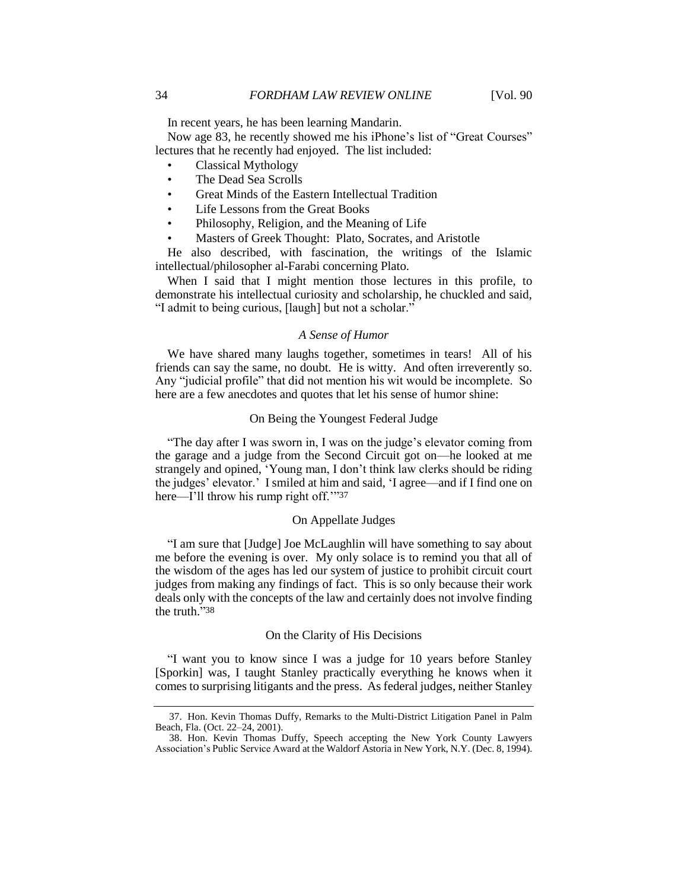In recent years, he has been learning Mandarin.

Now age 83, he recently showed me his iPhone's list of "Great Courses" lectures that he recently had enjoyed. The list included:

- Classical Mythology
- The Dead Sea Scrolls
- Great Minds of the Eastern Intellectual Tradition
- Life Lessons from the Great Books
- Philosophy, Religion, and the Meaning of Life
- Masters of Greek Thought: Plato, Socrates, and Aristotle

He also described, with fascination, the writings of the Islamic intellectual/philosopher al-Farabi concerning Plato.

When I said that I might mention those lectures in this profile, to demonstrate his intellectual curiosity and scholarship, he chuckled and said, "I admit to being curious, [laugh] but not a scholar."

### *A Sense of Humor*

We have shared many laughs together, sometimes in tears! All of his friends can say the same, no doubt. He is witty. And often irreverently so. Any "judicial profile" that did not mention his wit would be incomplete. So here are a few anecdotes and quotes that let his sense of humor shine:

#### On Being the Youngest Federal Judge

"The day after I was sworn in, I was on the judge's elevator coming from the garage and a judge from the Second Circuit got on—he looked at me strangely and opined, 'Young man, I don't think law clerks should be riding the judges' elevator.' I smiled at him and said, 'I agree—and if I find one on here—I'll throw his rump right off.'"[37]

#### On Appellate Judges

"I am sure that [Judge] Joe McLaughlin will have something to say about me before the evening is over. My only solace is to remind you that all of the wisdom of the ages has led our system of justice to prohibit circuit court judges from making any findings of fact. This is so only because their work deals only with the concepts of the law and certainly does not involve finding the truth."[38]

#### On the Clarity of His Decisions

"I want you to know since I was a judge for 10 years before Stanley [Sporkin] was, I taught Stanley practically everything he knows when it comes to surprising litigants and the press. As federal judges, neither Stanley

---

37. Hon. Kevin Thomas Duffy, Remarks to the Multi-District Litigation Panel in Palm Beach, Fla. (Oct. 22–24, 2001).

38. Hon. Kevin Thomas Duffy, Speech accepting the New York County Lawyers Association's Public Service Award at the Waldorf Astoria in New York, N.Y. (Dec. 8, 1994).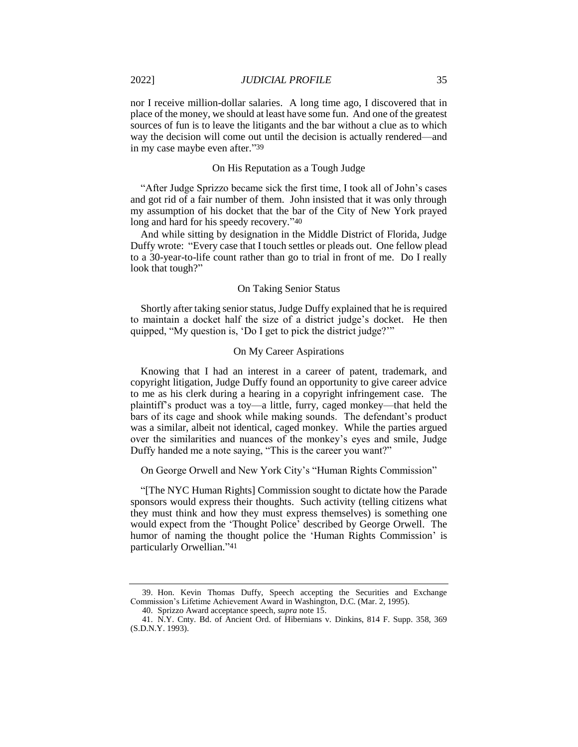nor I receive million-dollar salaries. A long time ago, I discovered that in place of the money, we should at least have some fun. And one of the greatest sources of fun is to leave the litigants and the bar without a clue as to which way the decision will come out until the decision is actually rendered—and in my case maybe even after."[39]

### On His Reputation as a Tough Judge

"After Judge Sprizzo became sick the first time, I took all of John's cases and got rid of a fair number of them. John insisted that it was only through my assumption of his docket that the bar of the City of New York prayed long and hard for his speedy recovery."[40]

And while sitting by designation in the Middle District of Florida, Judge Duffy wrote: "Every case that I touch settles or pleads out. One fellow plead to a 30-year-to-life count rather than go to trial in front of me. Do I really look that tough?"

### On Taking Senior Status

Shortly after taking senior status, Judge Duffy explained that he is required to maintain a docket half the size of a district judge's docket. He then quipped, "My question is, 'Do I get to pick the district judge?'"

### On My Career Aspirations

Knowing that I had an interest in a career of patent, trademark, and copyright litigation, Judge Duffy found an opportunity to give career advice to me as his clerk during a hearing in a copyright infringement case. The plaintiff's product was a toy—a little, furry, caged monkey—that held the bars of its cage and shook while making sounds. The defendant's product was a similar, albeit not identical, caged monkey. While the parties argued over the similarities and nuances of the monkey's eyes and smile, Judge Duffy handed me a note saying, "This is the career you want?"

### On George Orwell and New York City's "Human Rights Commission"

"[The NYC Human Rights] Commission sought to dictate how the Parade sponsors would express their thoughts. Such activity (telling citizens what they must think and how they must express themselves) is something one would expect from the 'Thought Police' described by George Orwell. The humor of naming the thought police the 'Human Rights Commission' is particularly Orwellian."[41]

---

39. Hon. Kevin Thomas Duffy, Speech accepting the Securities and Exchange Commission's Lifetime Achievement Award in Washington, D.C. (Mar. 2, 1995).

40. Sprizzo Award acceptance speech, *supra* note 15.

41. N.Y. Cnty. Bd. of Ancient Ord. of Hibernians v. Dinkins, 814 F. Supp. 358, 369 (S.D.N.Y. 1993).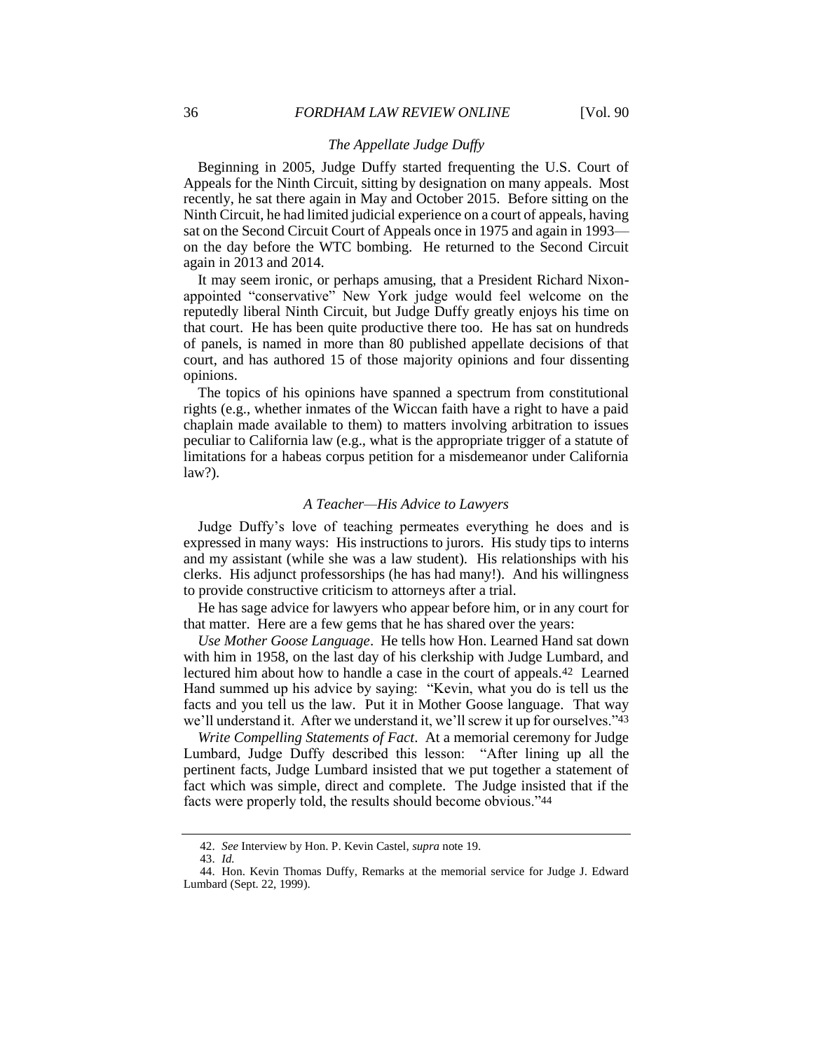### *The Appellate Judge Duffy*

Beginning in 2005, Judge Duffy started frequenting the U.S. Court of Appeals for the Ninth Circuit, sitting by designation on many appeals. Most recently, he sat there again in May and October 2015. Before sitting on the Ninth Circuit, he had limited judicial experience on a court of appeals, having sat on the Second Circuit Court of Appeals once in 1975 and again in 1993—on the day before the WTC bombing. He returned to the Second Circuit again in 2013 and 2014.

It may seem ironic, or perhaps amusing, that a President Richard Nixon-appointed "conservative" New York judge would feel welcome on the reputedly liberal Ninth Circuit, but Judge Duffy greatly enjoys his time on that court. He has been quite productive there too. He has sat on hundreds of panels, is named in more than 80 published appellate decisions of that court, and has authored 15 of those majority opinions and four dissenting opinions.

The topics of his opinions have spanned a spectrum from constitutional rights (e.g., whether inmates of the Wiccan faith have a right to have a paid chaplain made available to them) to matters involving arbitration to issues peculiar to California law (e.g., what is the appropriate trigger of a statute of limitations for a habeas corpus petition for a misdemeanor under California law?).

### *A Teacher—His Advice to Lawyers*

Judge Duffy's love of teaching permeates everything he does and is expressed in many ways: His instructions to jurors. His study tips to interns and my assistant (while she was a law student). His relationships with his clerks. His adjunct professorships (he has had many!). And his willingness to provide constructive criticism to attorneys after a trial.

He has sage advice for lawyers who appear before him, or in any court for that matter. Here are a few gems that he has shared over the years:

*Use Mother Goose Language*. He tells how Hon. Learned Hand sat down with him in 1958, on the last day of his clerkship with Judge Lumbard, and lectured him about how to handle a case in the court of appeals.[42] Learned Hand summed up his advice by saying: "Kevin, what you do is tell us the facts and you tell us the law. Put it in Mother Goose language. That way we'll understand it. After we understand it, we'll screw it up for ourselves."[43]

*Write Compelling Statements of Fact*. At a memorial ceremony for Judge Lumbard, Judge Duffy described this lesson: "After lining up all the pertinent facts, Judge Lumbard insisted that we put together a statement of fact which was simple, direct and complete. The Judge insisted that if the facts were properly told, the results should become obvious."[44]

---

42. *See* Interview by Hon. P. Kevin Castel, *supra* note 19.

43. *Id.*

44. Hon. Kevin Thomas Duffy, Remarks at the memorial service for Judge J. Edward Lumbard (Sept. 22, 1999).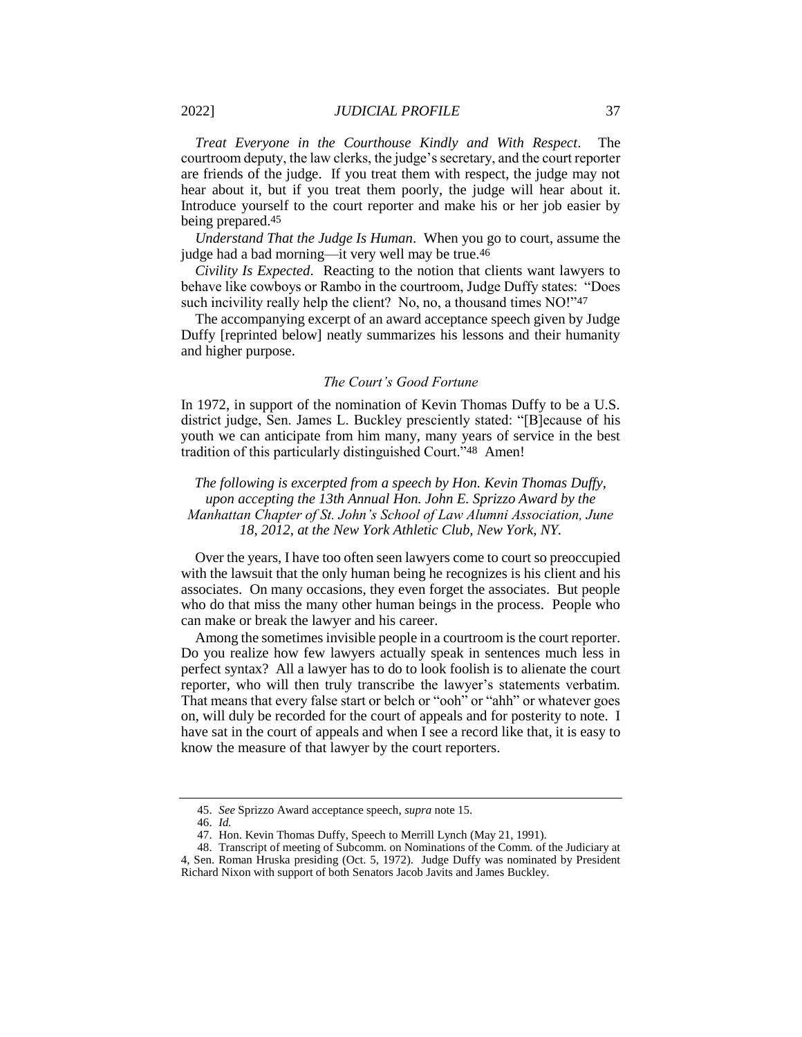*Treat Everyone in the Courthouse Kindly and With Respect*. The courtroom deputy, the law clerks, the judge's secretary, and the court reporter are friends of the judge. If you treat them with respect, the judge may not hear about it, but if you treat them poorly, the judge will hear about it. Introduce yourself to the court reporter and make his or her job easier by being prepared.[45]

*Understand That the Judge Is Human*. When you go to court, assume the judge had a bad morning—it very well may be true.[46]

*Civility Is Expected*. Reacting to the notion that clients want lawyers to behave like cowboys or Rambo in the courtroom, Judge Duffy states: "Does such incivility really help the client? No, no, a thousand times NO!"[47]

The accompanying excerpt of an award acceptance speech given by Judge Duffy [reprinted below] neatly summarizes his lessons and their humanity and higher purpose.

### *The Court's Good Fortune*

In 1972, in support of the nomination of Kevin Thomas Duffy to be a U.S. district judge, Sen. James L. Buckley presciently stated: "[B]ecause of his youth we can anticipate from him many, many years of service in the best tradition of this particularly distinguished Court."[48] Amen!

*The following is excerpted from a speech by Hon. Kevin Thomas Duffy, upon accepting the 13th Annual Hon. John E. Sprizzo Award by the Manhattan Chapter of St. John's School of Law Alumni Association, June 18, 2012, at the New York Athletic Club, New York, NY.*

Over the years, I have too often seen lawyers come to court so preoccupied with the lawsuit that the only human being he recognizes is his client and his associates. On many occasions, they even forget the associates. But people who do that miss the many other human beings in the process. People who can make or break the lawyer and his career.

Among the sometimes invisible people in a courtroom is the court reporter. Do you realize how few lawyers actually speak in sentences much less in perfect syntax? All a lawyer has to do to look foolish is to alienate the court reporter, who will then truly transcribe the lawyer's statements verbatim. That means that every false start or belch or "ooh" or "ahh" or whatever goes on, will duly be recorded for the court of appeals and for posterity to note. I have sat in the court of appeals and when I see a record like that, it is easy to know the measure of that lawyer by the court reporters.

---

45. *See* Sprizzo Award acceptance speech, *supra* note 15.

46. *Id.*

47. Hon. Kevin Thomas Duffy, Speech to Merrill Lynch (May 21, 1991).

48. Transcript of meeting of Subcomm. on Nominations of the Comm. of the Judiciary at 4, Sen. Roman Hruska presiding (Oct. 5, 1972). Judge Duffy was nominated by President Richard Nixon with support of both Senators Jacob Javits and James Buckley.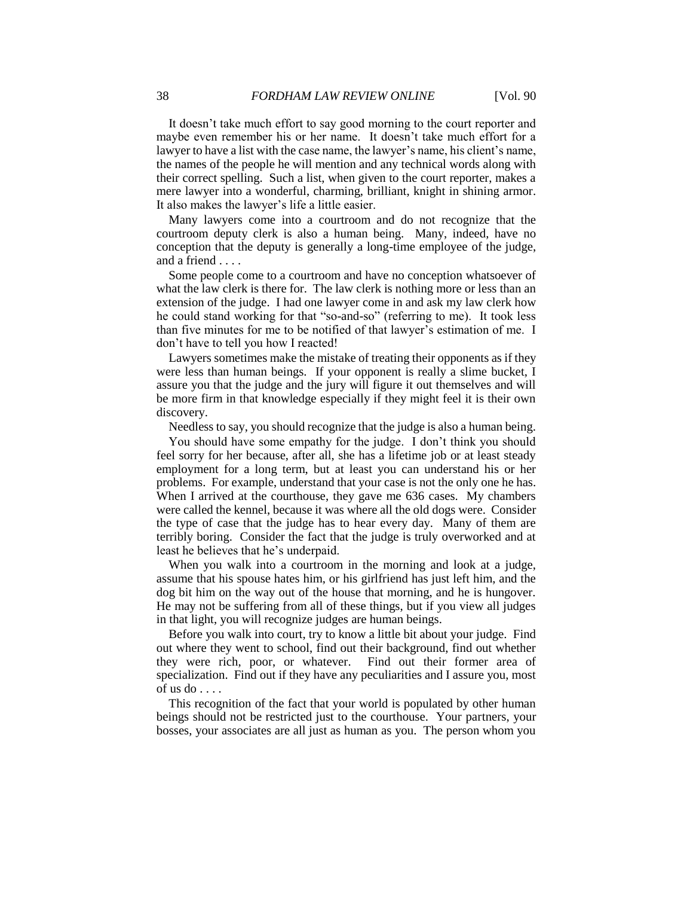It doesn't take much effort to say good morning to the court reporter and maybe even remember his or her name. It doesn't take much effort for a lawyer to have a list with the case name, the lawyer's name, his client's name, the names of the people he will mention and any technical words along with their correct spelling. Such a list, when given to the court reporter, makes a mere lawyer into a wonderful, charming, brilliant, knight in shining armor. It also makes the lawyer's life a little easier.

Many lawyers come into a courtroom and do not recognize that the courtroom deputy clerk is also a human being. Many, indeed, have no conception that the deputy is generally a long-time employee of the judge, and a friend . . . .

Some people come to a courtroom and have no conception whatsoever of what the law clerk is there for. The law clerk is nothing more or less than an extension of the judge. I had one lawyer come in and ask my law clerk how he could stand working for that "so-and-so" (referring to me). It took less than five minutes for me to be notified of that lawyer's estimation of me. I don't have to tell you how I reacted!

Lawyers sometimes make the mistake of treating their opponents as if they were less than human beings. If your opponent is really a slime bucket, I assure you that the judge and the jury will figure it out themselves and will be more firm in that knowledge especially if they might feel it is their own discovery.

Needless to say, you should recognize that the judge is also a human being.

You should have some empathy for the judge. I don't think you should feel sorry for her because, after all, she has a lifetime job or at least steady employment for a long term, but at least you can understand his or her problems. For example, understand that your case is not the only one he has. When I arrived at the courthouse, they gave me 636 cases. My chambers were called the kennel, because it was where all the old dogs were. Consider the type of case that the judge has to hear every day. Many of them are terribly boring. Consider the fact that the judge is truly overworked and at least he believes that he's underpaid.

When you walk into a courtroom in the morning and look at a judge, assume that his spouse hates him, or his girlfriend has just left him, and the dog bit him on the way out of the house that morning, and he is hungover. He may not be suffering from all of these things, but if you view all judges in that light, you will recognize judges are human beings.

Before you walk into court, try to know a little bit about your judge. Find out where they went to school, find out their background, find out whether they were rich, poor, or whatever. Find out their former area of specialization. Find out if they have any peculiarities and I assure you, most of us do . . . .

This recognition of the fact that your world is populated by other human beings should not be restricted just to the courthouse. Your partners, your bosses, your associates are all just as human as you. The person whom you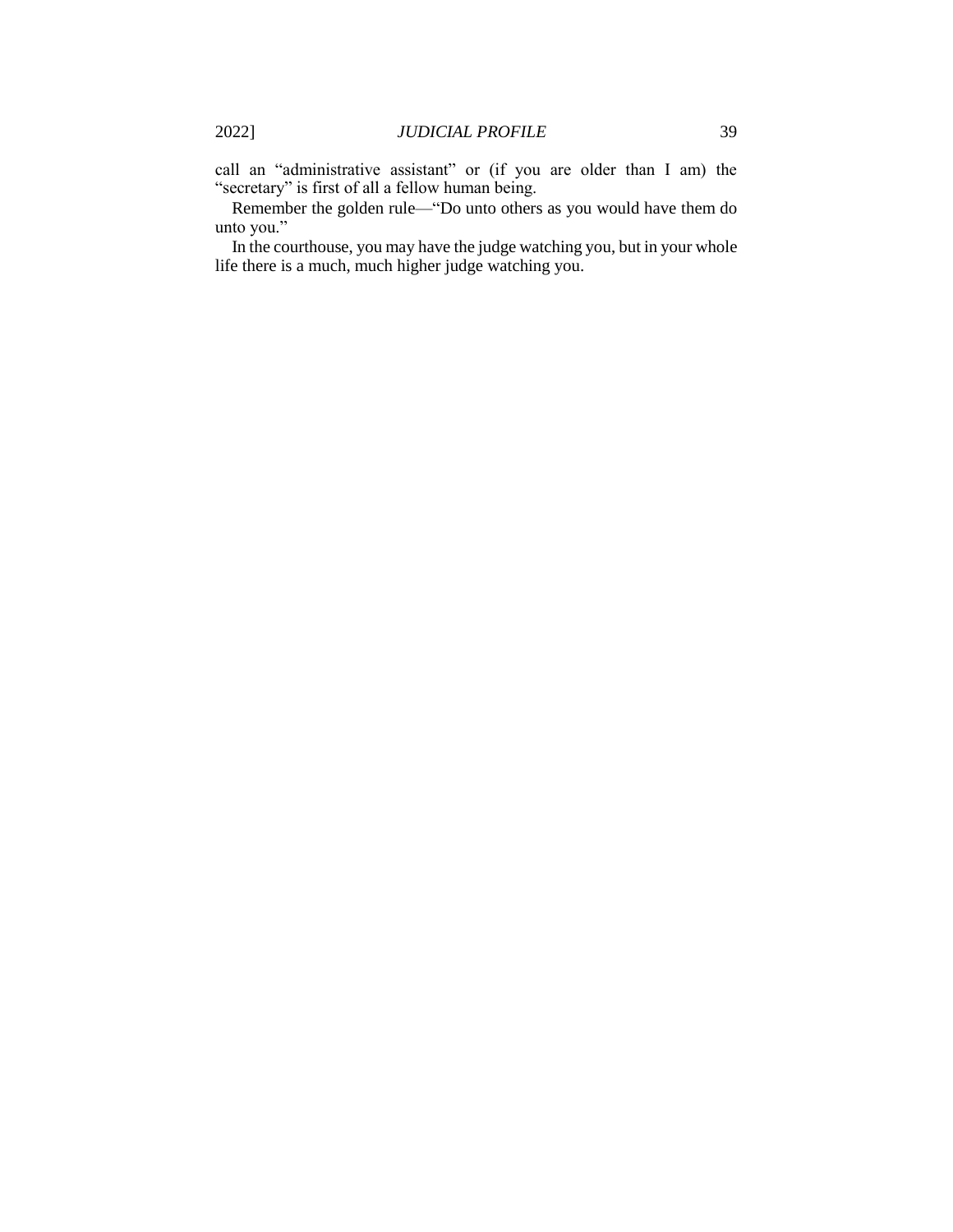call an "administrative assistant" or (if you are older than I am) the "secretary" is first of all a fellow human being.

Remember the golden rule—"Do unto others as you would have them do unto you."

In the courthouse, you may have the judge watching you, but in your whole life there is a much, much higher judge watching you.